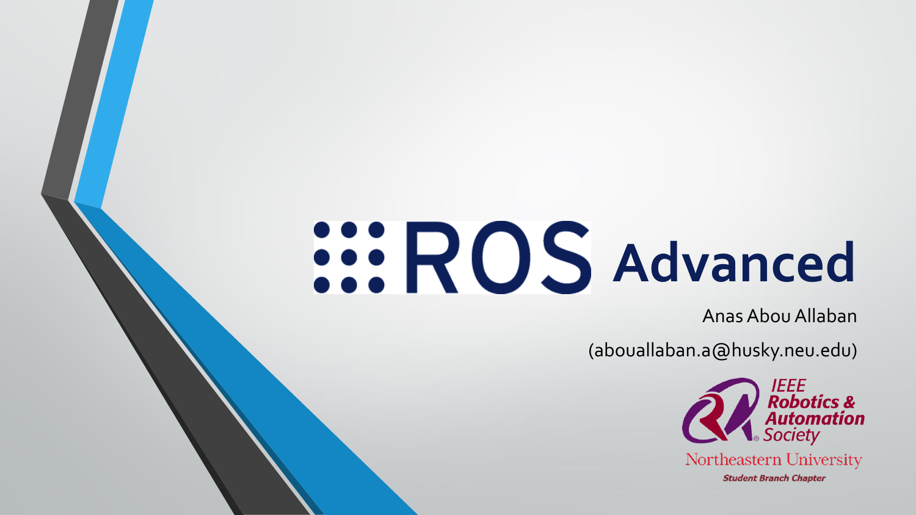# ROS Advanced

Anas Abou Allaban

(abouallaban.a@husky.neu.edu)

IEEE Robotics & Automation Society

Northeastern University

Student Branch Chapter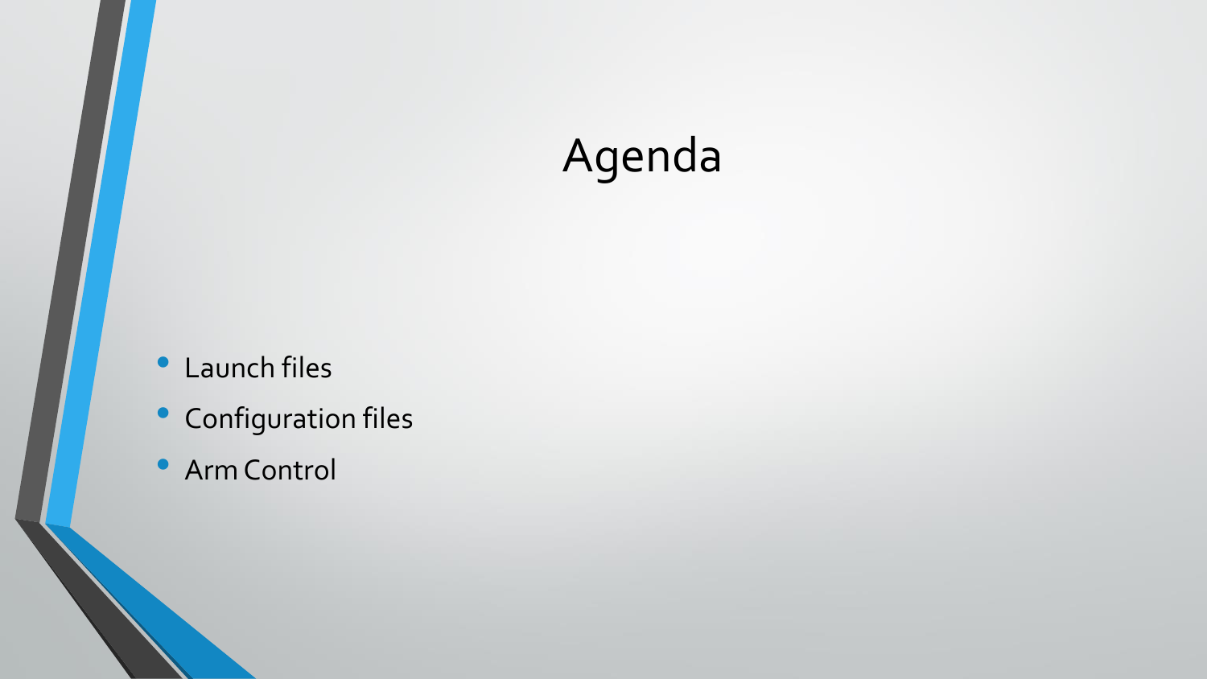# Agenda

- Launch files
- Configuration files
- Arm Control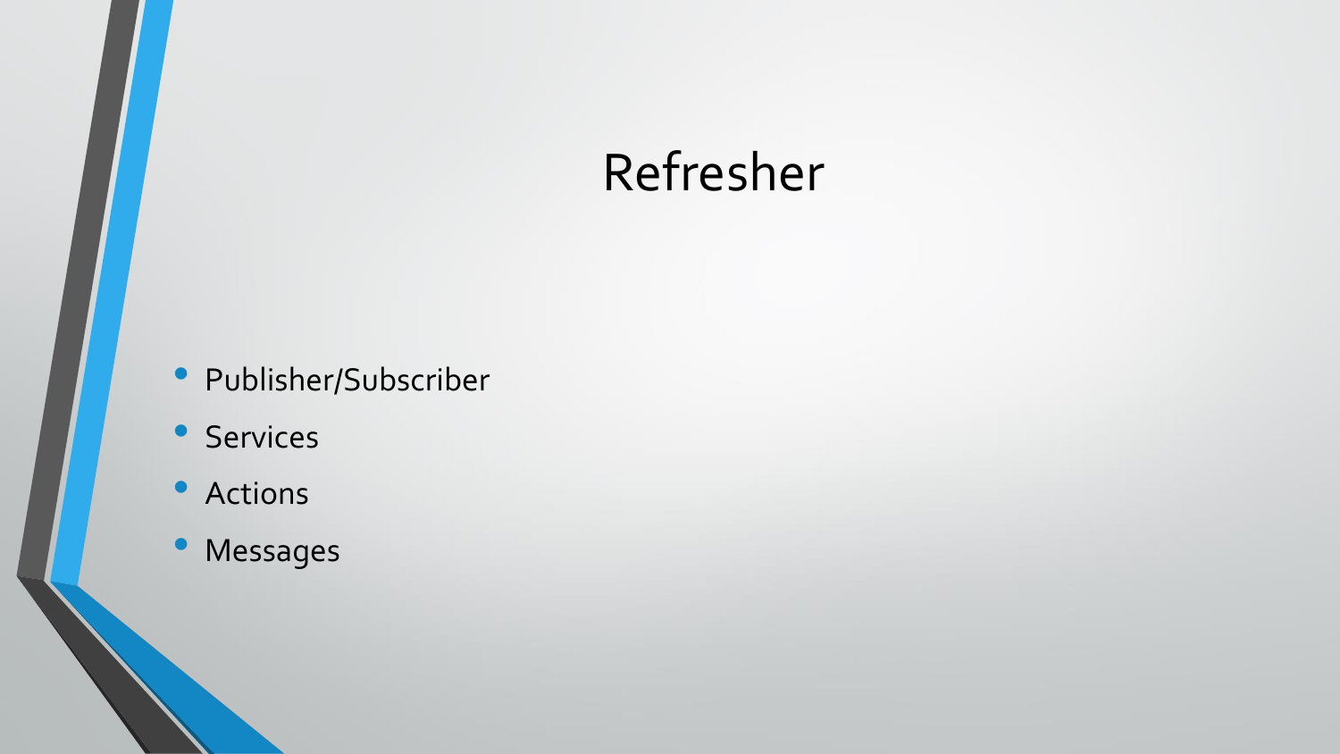# Refresher

- Publisher/Subscriber
- Services
- Actions
- Messages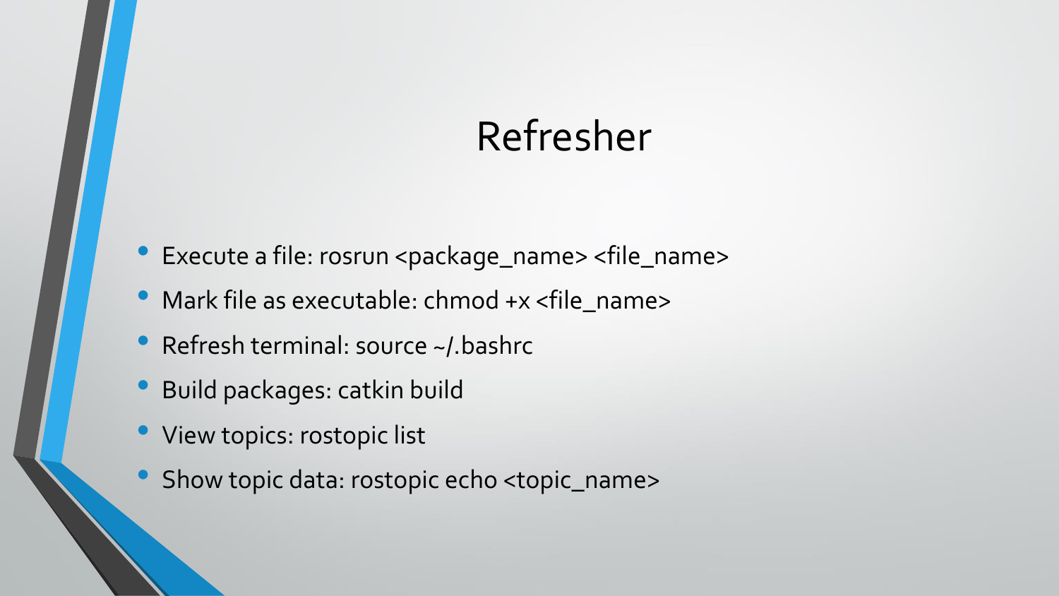# Refresher

- Execute a file: rosrun <package_name> <file_name>
- Mark file as executable: chmod +x <file_name>
- Refresh terminal: source ~/.bashrc
- Build packages: catkin build
- View topics: rostopic list
- Show topic data: rostopic echo <topic_name>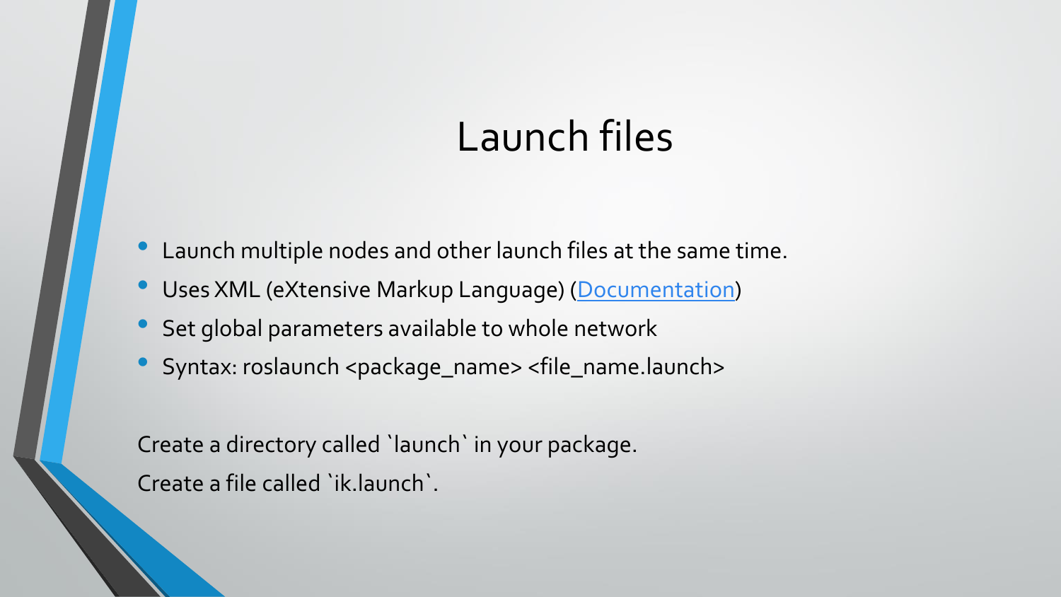# Launch files

- Launch multiple nodes and other launch files at the same time.
- Uses XML (eXtensive Markup Language) ([Documentation](#))
- Set global parameters available to whole network
- Syntax: roslaunch <package_name> <file_name.launch>

Create a directory called `launch` in your package.

Create a file called `ik.launch`.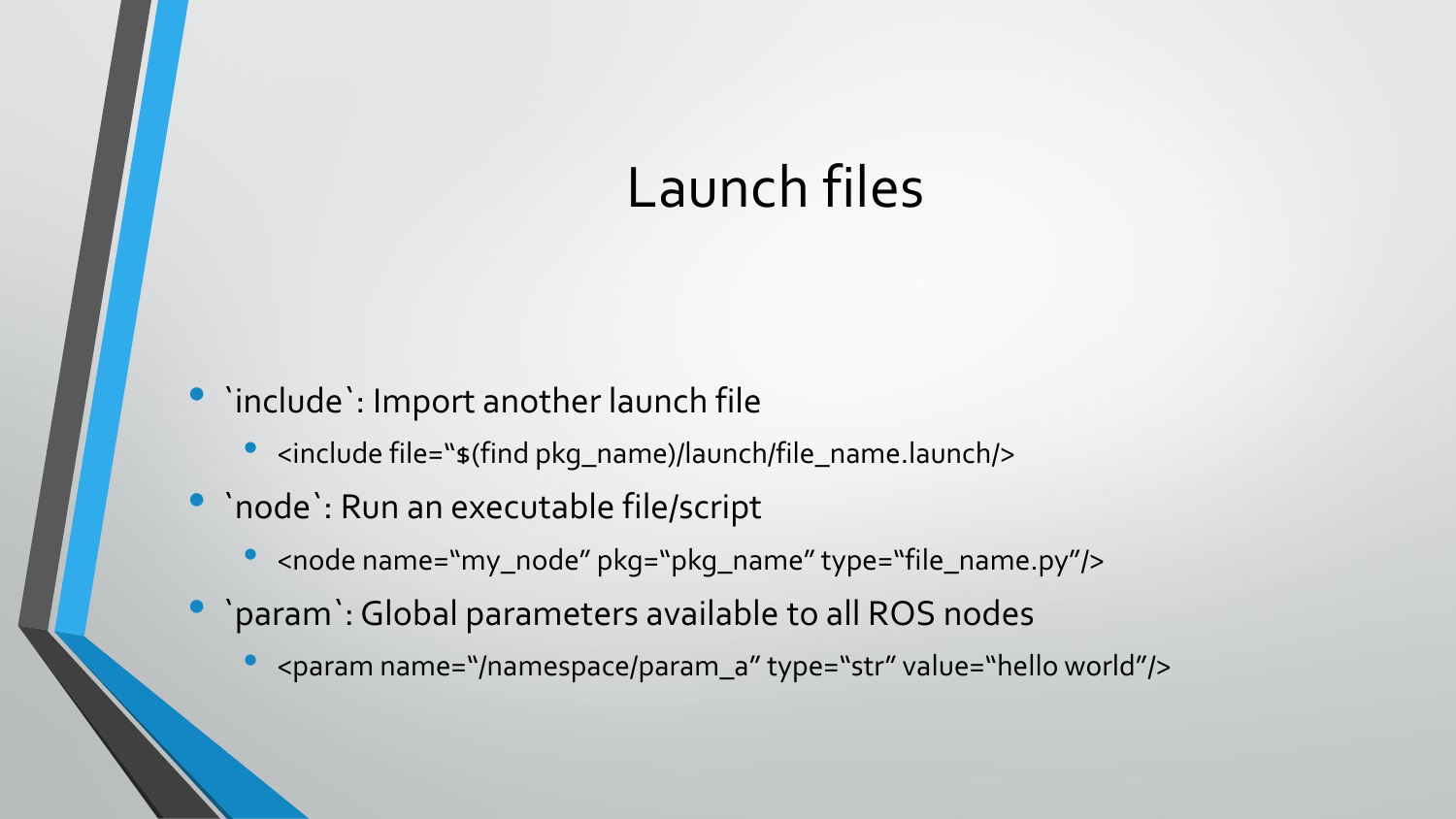# Launch files

- `include`: Import another launch file
  - <include file="$(find pkg_name)/launch/file_name.launch/>
- `node`: Run an executable file/script
  - <node name="my_node" pkg="pkg_name" type="file_name.py"/>
- `param`: Global parameters available to all ROS nodes
  - <param name="/namespace/param_a" type="str" value="hello world"/>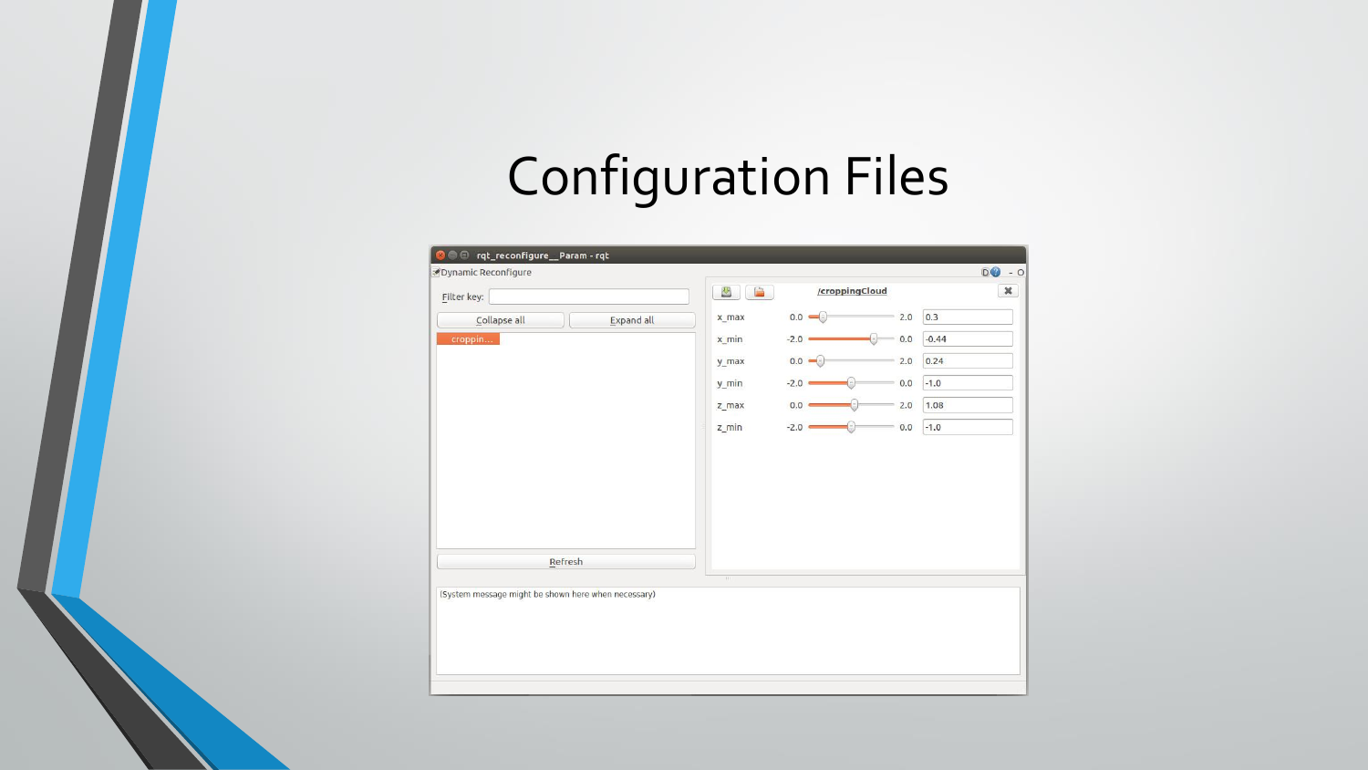# Configuration Files

rqt_reconfigure__Param - rqt

Dynamic Reconfigure

Filter key:

Collapse all | Expand all

croppin...

Refresh

/croppingCloud

| Parameter | Min | Max | Value |
| --- | --- | --- | --- |
| x_max | 0.0 | 2.0 | 0.3 |
| x_min | -2.0 | 0.0 | -0.44 |
| y_max | 0.0 | 2.0 | 0.24 |
| y_min | -2.0 | 0.0 | -1.0 |
| z_max | 0.0 | 2.0 | 1.08 |
| z_min | -2.0 | 0.0 | -1.0 |

(System message might be shown here when necessary)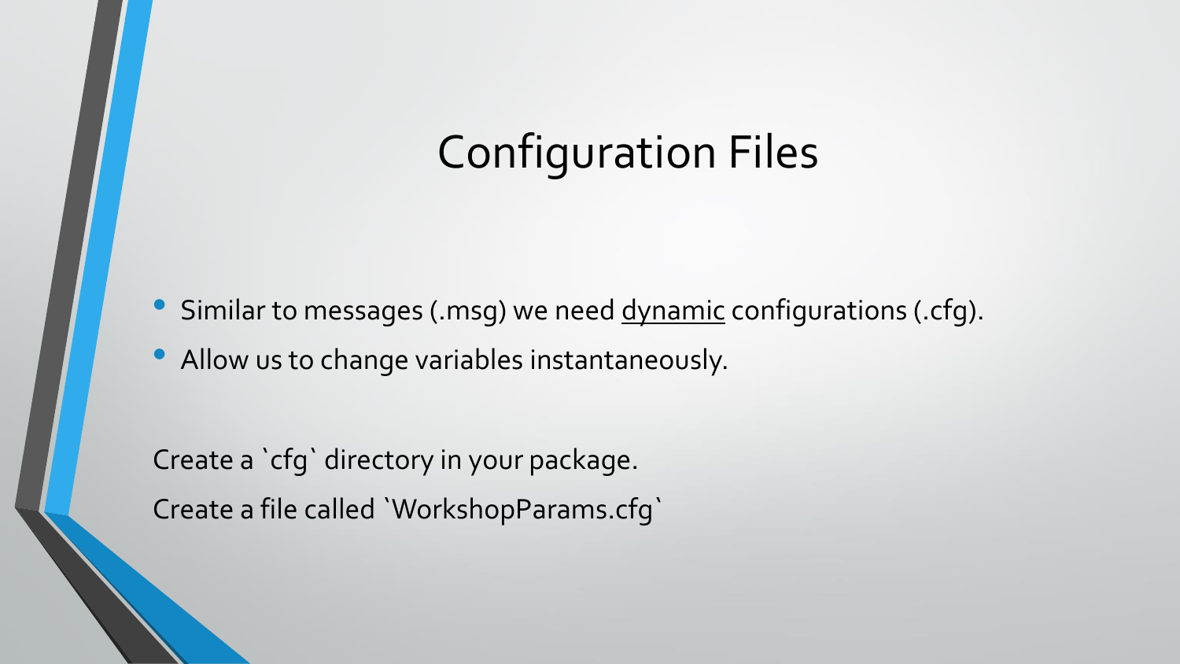# Configuration Files

- Similar to messages (.msg) we need dynamic configurations (.cfg).
- Allow us to change variables instantaneously.

Create a `cfg` directory in your package.

Create a file called `WorkshopParams.cfg`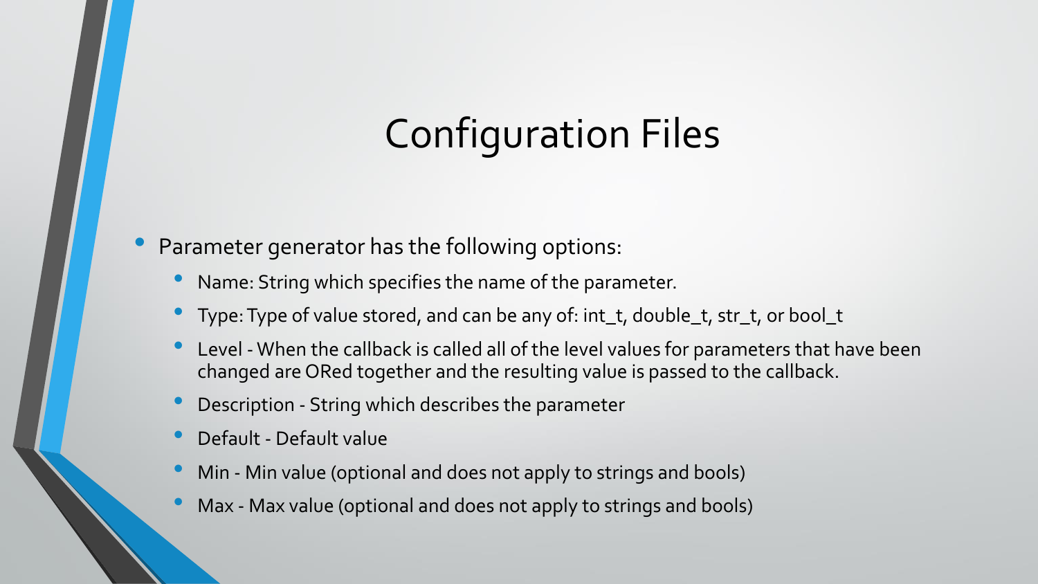# Configuration Files

- Parameter generator has the following options:
  - Name: String which specifies the name of the parameter.
  - Type: Type of value stored, and can be any of: int_t, double_t, str_t, or bool_t
  - Level - When the callback is called all of the level values for parameters that have been changed are ORed together and the resulting value is passed to the callback.
  - Description - String which describes the parameter
  - Default - Default value
  - Min - Min value (optional and does not apply to strings and bools)
  - Max - Max value (optional and does not apply to strings and bools)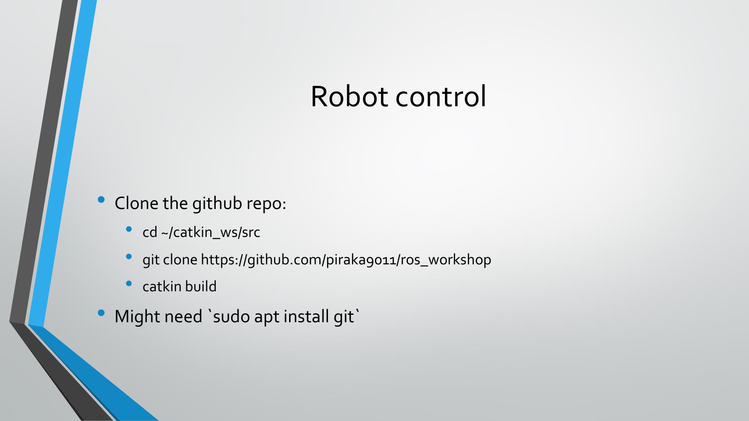# Robot control

- Clone the github repo:
  - cd ~/catkin_ws/src
  - git clone https://github.com/piraka9011/ros_workshop
  - catkin build
- Might need `sudo apt install git`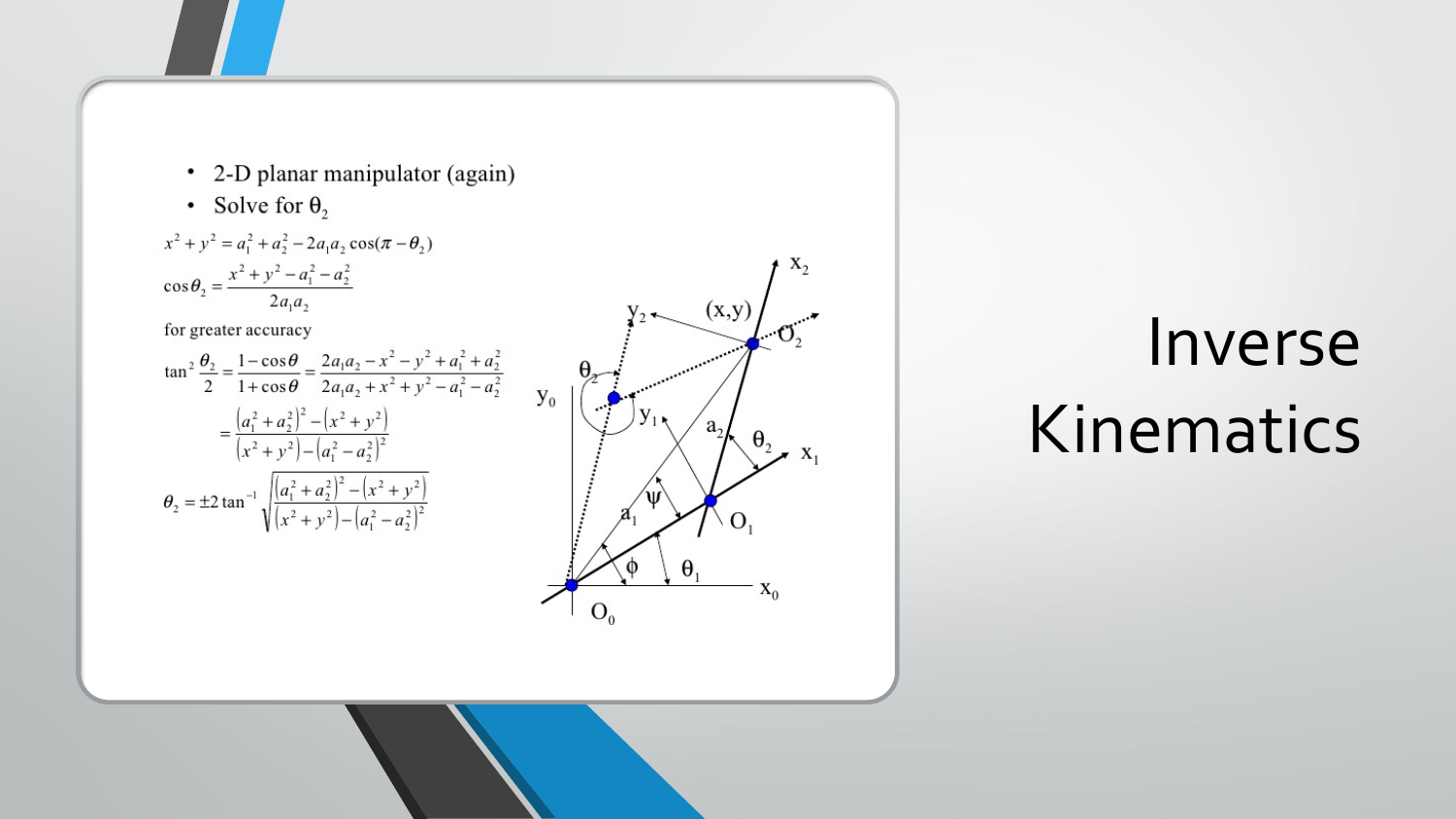# Inverse Kinematics

- 2-D planar manipulator (again)
- Solve for $\theta_2$

$$x^2 + y^2 = a_1^2 + a_2^2 - 2a_1a_2\cos(\pi - \theta_2)$$

$$\cos\theta_2 = \frac{x^2 + y^2 - a_1^2 - a_2^2}{2a_1a_2}$$

for greater accuracy

$$\tan^2\frac{\theta_2}{2} = \frac{1-\cos\theta}{1+\cos\theta} = \frac{2a_1a_2 - x^2 - y^2 + a_1^2 + a_2^2}{2a_1a_2 + x^2 + y^2 - a_1^2 - a_2^2}$$

$$= \frac{\left(a_1^2 + a_2^2\right)^2 - \left(x^2 + y^2\right)}{\left(x^2 + y^2\right) - \left(a_1^2 - a_2^2\right)^2}$$

$$\theta_2 = \pm 2\tan^{-1}\sqrt{\frac{\left(a_1^2 + a_2^2\right)^2 - \left(x^2 + y^2\right)}{\left(x^2 + y^2\right) - \left(a_1^2 - a_2^2\right)^2}}$$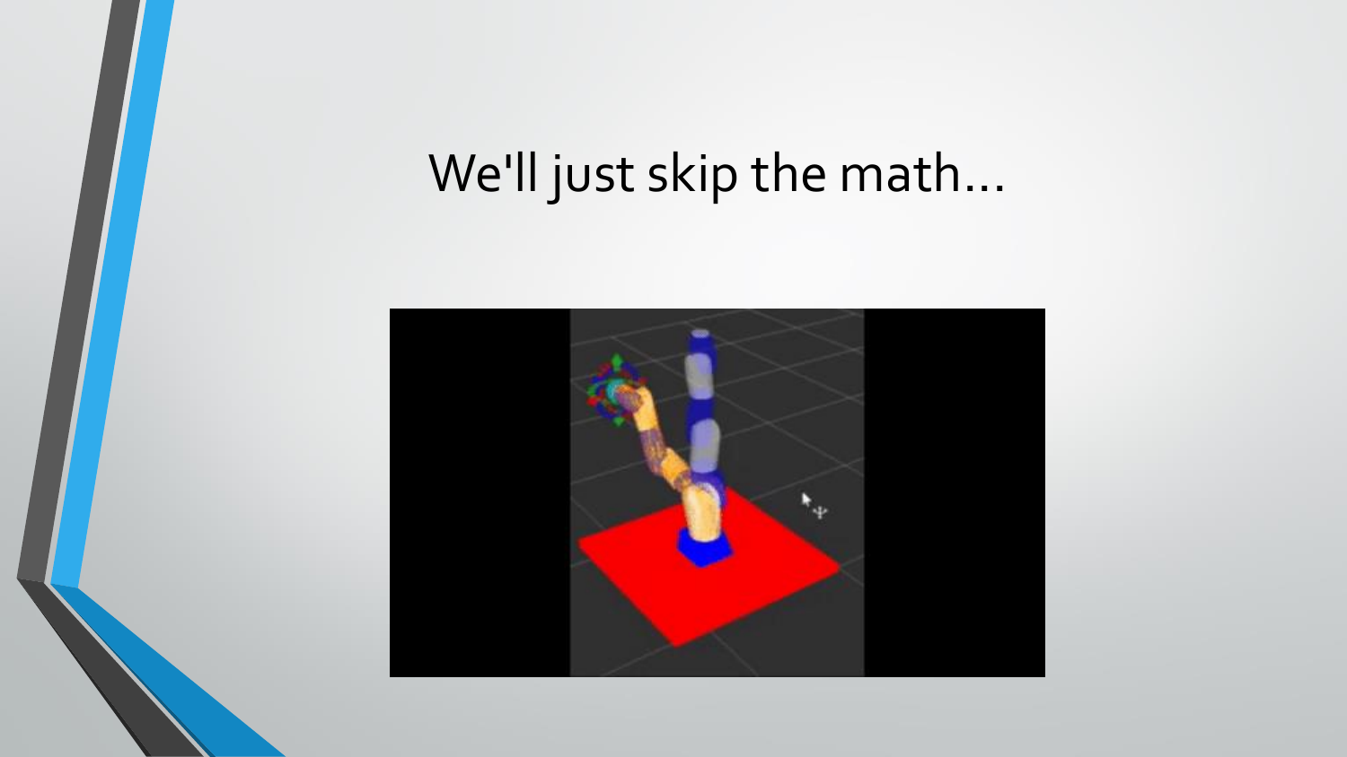# We'll just skip the math...